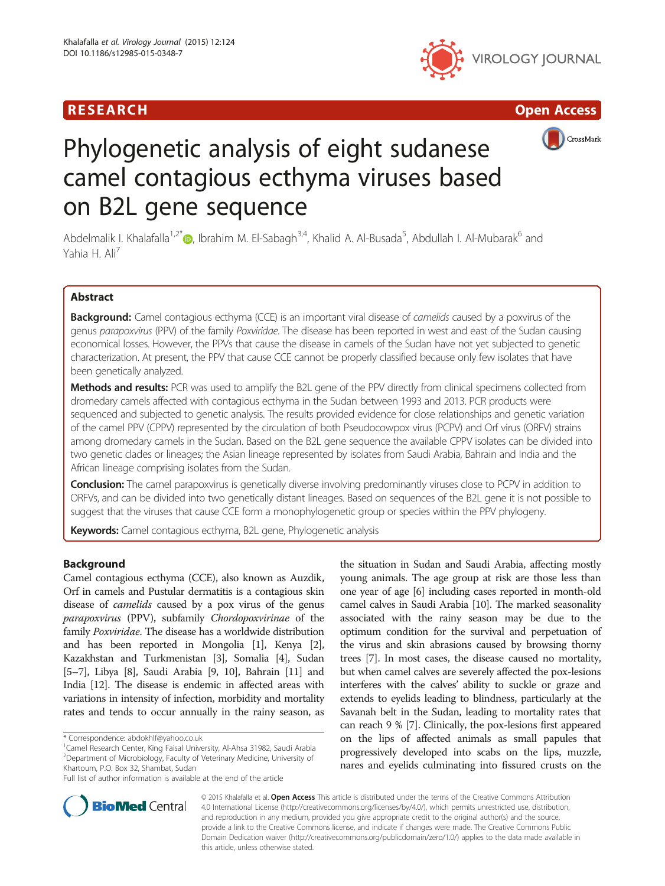RESEARCH Open Access

# Phylogenetic analysis of eight sudanese camel contagious ecthyma viruses based on B2L gene sequence

Abdelmalik I. Khalafalla[1,2*], Ibrahim M. El-Sabagh[3,4], Khalid A. Al-Busada[5], Abdullah I. Al-Mubarak[6] and Yahia H. Ali[7]

## Abstract

**Background:** Camel contagious ecthyma (CCE) is an important viral disease of *camelids* caused by a poxvirus of the genus *parapoxvirus* (PPV) of the family *Poxviridae*. The disease has been reported in west and east of the Sudan causing economical losses. However, the PPVs that cause the disease in camels of the Sudan have not yet subjected to genetic characterization. At present, the PPV that cause CCE cannot be properly classified because only few isolates that have been genetically analyzed.

**Methods and results:** PCR was used to amplify the B2L gene of the PPV directly from clinical specimens collected from dromedary camels affected with contagious ecthyma in the Sudan between 1993 and 2013. PCR products were sequenced and subjected to genetic analysis. The results provided evidence for close relationships and genetic variation of the camel PPV (CPPV) represented by the circulation of both Pseudocowpox virus (PCPV) and Orf virus (ORFV) strains among dromedary camels in the Sudan. Based on the B2L gene sequence the available CPPV isolates can be divided into two genetic clades or lineages; the Asian lineage represented by isolates from Saudi Arabia, Bahrain and India and the African lineage comprising isolates from the Sudan.

**Conclusion:** The camel parapoxvirus is genetically diverse involving predominantly viruses close to PCPV in addition to ORFVs, and can be divided into two genetically distant lineages. Based on sequences of the B2L gene it is not possible to suggest that the viruses that cause CCE form a monophylogenetic group or species within the PPV phylogeny.

**Keywords:** Camel contagious ecthyma, B2L gene, Phylogenetic analysis

## Background

Camel contagious ecthyma (CCE), also known as Auzdik, Orf in camels and Pustular dermatitis is a contagious skin disease of *camelids* caused by a pox virus of the genus *parapoxvirus* (PPV), subfamily *Chordopoxvirinae* of the family *Poxviridae*. The disease has a worldwide distribution and has been reported in Mongolia [1], Kenya [2], Kazakhstan and Turkmenistan [3], Somalia [4], Sudan [5–7], Libya [8], Saudi Arabia [9, 10], Bahrain [11] and India [12]. The disease is endemic in affected areas with variations in intensity of infection, morbidity and mortality rates and tends to occur annually in the rainy season, as the situation in Sudan and Saudi Arabia, affecting mostly young animals. The age group at risk are those less than one year of age [6] including cases reported in month-old camel calves in Saudi Arabia [10]. The marked seasonality associated with the rainy season may be due to the optimum condition for the survival and perpetuation of the virus and skin abrasions caused by browsing thorny trees [7]. In most cases, the disease caused no mortality, but when camel calves are severely affected the pox-lesions interferes with the calves' ability to suckle or graze and extends to eyelids leading to blindness, particularly at the Savanah belt in the Sudan, leading to mortality rates that can reach 9 % [7]. Clinically, the pox-lesions first appeared on the lips of affected animals as small papules that progressively developed into scabs on the lips, muzzle, nares and eyelids culminating into fissured crusts on the

\* Correspondence: abdokhlf@yahoo.co.uk
[1]Camel Research Center, King Faisal University, Al-Ahsa 31982, Saudi Arabia
[2]Department of Microbiology, Faculty of Veterinary Medicine, University of Khartoum, P.O. Box 32, Shambat, Sudan
Full list of author information is available at the end of the article

© 2015 Khalafalla et al. **Open Access** This article is distributed under the terms of the Creative Commons Attribution 4.0 International License (http://creativecommons.org/licenses/by/4.0/), which permits unrestricted use, distribution, and reproduction in any medium, provided you give appropriate credit to the original author(s) and the source, provide a link to the Creative Commons license, and indicate if changes were made. The Creative Commons Public Domain Dedication waiver (http://creativecommons.org/publicdomain/zero/1.0/) applies to the data made available in this article, unless otherwise stated.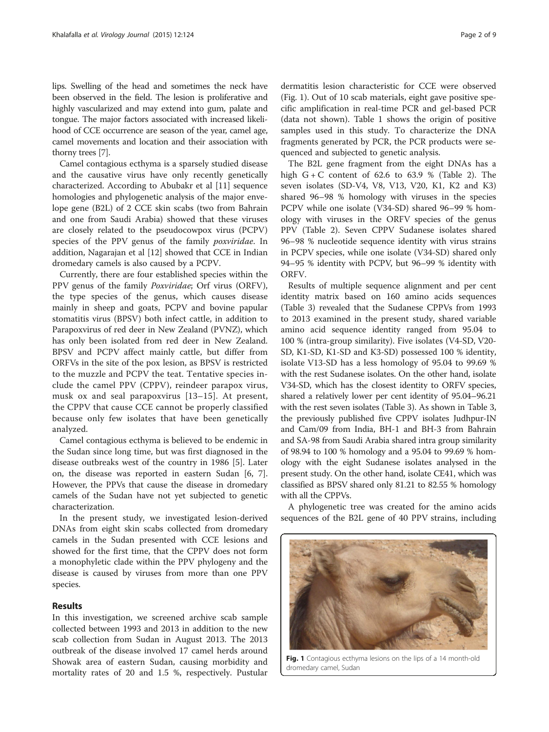lips. Swelling of the head and sometimes the neck have been observed in the field. The lesion is proliferative and highly vascularized and may extend into gum, palate and tongue. The major factors associated with increased likelihood of CCE occurrence are season of the year, camel age, camel movements and location and their association with thorny trees [7].

Camel contagious ecthyma is a sparsely studied disease and the causative virus have only recently genetically characterized. According to Abubakr et al [11] sequence homologies and phylogenetic analysis of the major envelope gene (B2L) of 2 CCE skin scabs (two from Bahrain and one from Saudi Arabia) showed that these viruses are closely related to the pseudocowpox virus (PCPV) species of the PPV genus of the family *poxviridae*. In addition, Nagarajan et al [12] showed that CCE in Indian dromedary camels is also caused by a PCPV.

Currently, there are four established species within the PPV genus of the family *Poxviridae*; Orf virus (ORFV), the type species of the genus, which causes disease mainly in sheep and goats, PCPV and bovine papular stomatitis virus (BPSV) both infect cattle, in addition to Parapoxvirus of red deer in New Zealand (PVNZ), which has only been isolated from red deer in New Zealand. BPSV and PCPV affect mainly cattle, but differ from ORFVs in the site of the pox lesion, as BPSV is restricted to the muzzle and PCPV the teat. Tentative species include the camel PPV (CPPV), reindeer parapox virus, musk ox and seal parapoxvirus [13–15]. At present, the CPPV that cause CCE cannot be properly classified because only few isolates that have been genetically analyzed.

Camel contagious ecthyma is believed to be endemic in the Sudan since long time, but was first diagnosed in the disease outbreaks west of the country in 1986 [5]. Later on, the disease was reported in eastern Sudan [6, 7]. However, the PPVs that cause the disease in dromedary camels of the Sudan have not yet subjected to genetic characterization.

In the present study, we investigated lesion-derived DNAs from eight skin scabs collected from dromedary camels in the Sudan presented with CCE lesions and showed for the first time, that the CPPV does not form a monophyletic clade within the PPV phylogeny and the disease is caused by viruses from more than one PPV species.

## Results

In this investigation, we screened archive scab sample collected between 1993 and 2013 in addition to the new scab collection from Sudan in August 2013. The 2013 outbreak of the disease involved 17 camel herds around Showak area of eastern Sudan, causing morbidity and mortality rates of 20 and 1.5 %, respectively. Pustular dermatitis lesion characteristic for CCE were observed (Fig. 1). Out of 10 scab materials, eight gave positive specific amplification in real-time PCR and gel-based PCR (data not shown). Table 1 shows the origin of positive samples used in this study. To characterize the DNA fragments generated by PCR, the PCR products were sequenced and subjected to genetic analysis.

The B2L gene fragment from the eight DNAs has a high G + C content of 62.6 to 63.9 % (Table 2). The seven isolates (SD-V4, V8, V13, V20, K1, K2 and K3) shared 96–98 % homology with viruses in the species PCPV while one isolate (V34-SD) shared 96–99 % homology with viruses in the ORFV species of the genus PPV (Table 2). Seven CPPV Sudanese isolates shared 96–98 % nucleotide sequence identity with virus strains in PCPV species, while one isolate (V34-SD) shared only 94–95 % identity with PCPV, but 96–99 % identity with ORFV.

Results of multiple sequence alignment and per cent identity matrix based on 160 amino acids sequences (Table 3) revealed that the Sudanese CPPVs from 1993 to 2013 examined in the present study, shared variable amino acid sequence identity ranged from 95.04 to 100 % (intra-group similarity). Five isolates (V4-SD, V20-SD, K1-SD, K1-SD and K3-SD) possessed 100 % identity, isolate V13-SD has a less homology of 95.04 to 99.69 % with the rest Sudanese isolates. On the other hand, isolate V34-SD, which has the closest identity to ORFV species, shared a relatively lower per cent identity of 95.04–96.21 with the rest seven isolates (Table 3). As shown in Table 3, the previously published five CPPV isolates Judhpur-IN and Cam/09 from India, BH-1 and BH-3 from Bahrain and SA-98 from Saudi Arabia shared intra group similarity of 98.94 to 100 % homology and a 95.04 to 99.69 % homology with the eight Sudanese isolates analysed in the present study. On the other hand, isolate CE41, which was classified as BPSV shared only 81.21 to 82.55 % homology with all the CPPVs.

A phylogenetic tree was created for the amino acids sequences of the B2L gene of 40 PPV strains, including

**Fig. 1** Contagious ecthyma lesions on the lips of a 14 month-old dromedary camel, Sudan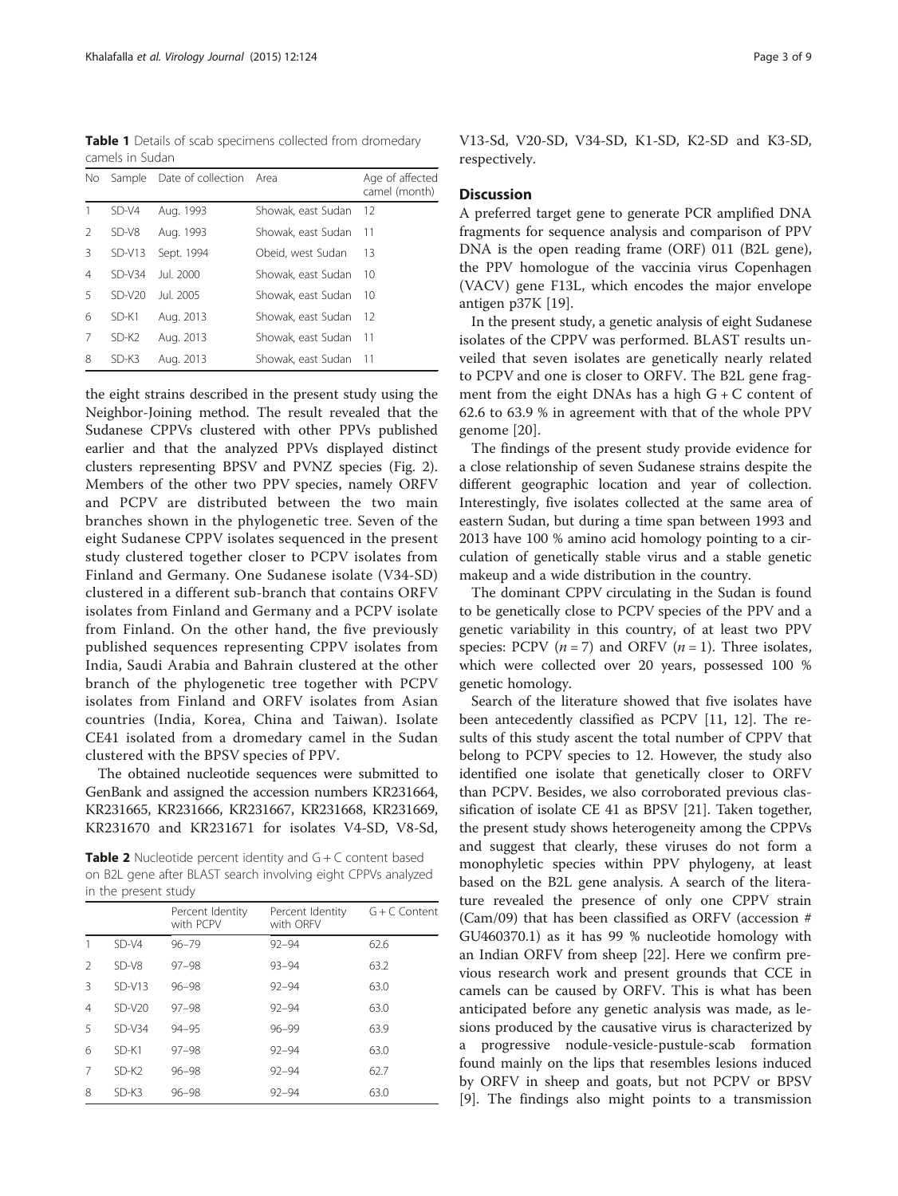**Table 1** Details of scab specimens collected from dromedary camels in Sudan

| No | Sample | Date of collection | Area | Age of affected camel (month) |
|---|---|---|---|---|
| 1 | SD-V4 | Aug. 1993 | Showak, east Sudan | 12 |
| 2 | SD-V8 | Aug. 1993 | Showak, east Sudan | 11 |
| 3 | SD-V13 | Sept. 1994 | Obeid, west Sudan | 13 |
| 4 | SD-V34 | Jul. 2000 | Showak, east Sudan | 10 |
| 5 | SD-V20 | Jul. 2005 | Showak, east Sudan | 10 |
| 6 | SD-K1 | Aug. 2013 | Showak, east Sudan | 12 |
| 7 | SD-K2 | Aug. 2013 | Showak, east Sudan | 11 |
| 8 | SD-K3 | Aug. 2013 | Showak, east Sudan | 11 |

the eight strains described in the present study using the Neighbor-Joining method. The result revealed that the Sudanese CPPVs clustered with other PPVs published earlier and that the analyzed PPVs displayed distinct clusters representing BPSV and PVNZ species (Fig. 2). Members of the other two PPV species, namely ORFV and PCPV are distributed between the two main branches shown in the phylogenetic tree. Seven of the eight Sudanese CPPV isolates sequenced in the present study clustered together closer to PCPV isolates from Finland and Germany. One Sudanese isolate (V34-SD) clustered in a different sub-branch that contains ORFV isolates from Finland and Germany and a PCPV isolate from Finland. On the other hand, the five previously published sequences representing CPPV isolates from India, Saudi Arabia and Bahrain clustered at the other branch of the phylogenetic tree together with PCPV isolates from Finland and ORFV isolates from Asian countries (India, Korea, China and Taiwan). Isolate CE41 isolated from a dromedary camel in the Sudan clustered with the BPSV species of PPV.

The obtained nucleotide sequences were submitted to GenBank and assigned the accession numbers KR231664, KR231665, KR231666, KR231667, KR231668, KR231669, KR231670 and KR231671 for isolates V4-SD, V8-Sd, V13-Sd, V20-SD, V34-SD, K1-SD, K2-SD and K3-SD, respectively.

**Table 2** Nucleotide percent identity and G + C content based on B2L gene after BLAST search involving eight CPPVs analyzed in the present study

| | | Percent Identity with PCPV | Percent Identity with ORFV | G + C Content |
|---|---|---|---|---|
| 1 | SD-V4 | 96–79 | 92–94 | 62.6 |
| 2 | SD-V8 | 97–98 | 93–94 | 63.2 |
| 3 | SD-V13 | 96–98 | 92–94 | 63.0 |
| 4 | SD-V20 | 97–98 | 92–94 | 63.0 |
| 5 | SD-V34 | 94–95 | 96–99 | 63.9 |
| 6 | SD-K1 | 97–98 | 92–94 | 63.0 |
| 7 | SD-K2 | 96–98 | 92–94 | 62.7 |
| 8 | SD-K3 | 96–98 | 92–94 | 63.0 |

## Discussion

A preferred target gene to generate PCR amplified DNA fragments for sequence analysis and comparison of PPV DNA is the open reading frame (ORF) 011 (B2L gene), the PPV homologue of the vaccinia virus Copenhagen (VACV) gene F13L, which encodes the major envelope antigen p37K [19].

In the present study, a genetic analysis of eight Sudanese isolates of the CPPV was performed. BLAST results unveiled that seven isolates are genetically nearly related to PCPV and one is closer to ORFV. The B2L gene fragment from the eight DNAs has a high G + C content of 62.6 to 63.9 % in agreement with that of the whole PPV genome [20].

The findings of the present study provide evidence for a close relationship of seven Sudanese strains despite the different geographic location and year of collection. Interestingly, five isolates collected at the same area of eastern Sudan, but during a time span between 1993 and 2013 have 100 % amino acid homology pointing to a circulation of genetically stable virus and a stable genetic makeup and a wide distribution in the country.

The dominant CPPV circulating in the Sudan is found to be genetically close to PCPV species of the PPV and a genetic variability in this country, of at least two PPV species: PCPV ($n = 7$) and ORFV ($n = 1$). Three isolates, which were collected over 20 years, possessed 100 % genetic homology.

Search of the literature showed that five isolates have been antecedently classified as PCPV [11, 12]. The results of this study ascent the total number of CPPV that belong to PCPV species to 12. However, the study also identified one isolate that genetically closer to ORFV than PCPV. Besides, we also corroborated previous classification of isolate CE 41 as BPSV [21]. Taken together, the present study shows heterogeneity among the CPPVs and suggest that clearly, these viruses do not form a monophyletic species within PPV phylogeny, at least based on the B2L gene analysis. A search of the literature revealed the presence of only one CPPV strain (Cam/09) that has been classified as ORFV (accession # GU460370.1) as it has 99 % nucleotide homology with an Indian ORFV from sheep [22]. Here we confirm previous research work and present grounds that CCE in camels can be caused by ORFV. This is what has been anticipated before any genetic analysis was made, as lesions produced by the causative virus is characterized by a progressive nodule-vesicle-pustule-scab formation found mainly on the lips that resembles lesions induced by ORFV in sheep and goats, but not PCPV or BPSV [9]. The findings also might points to a transmission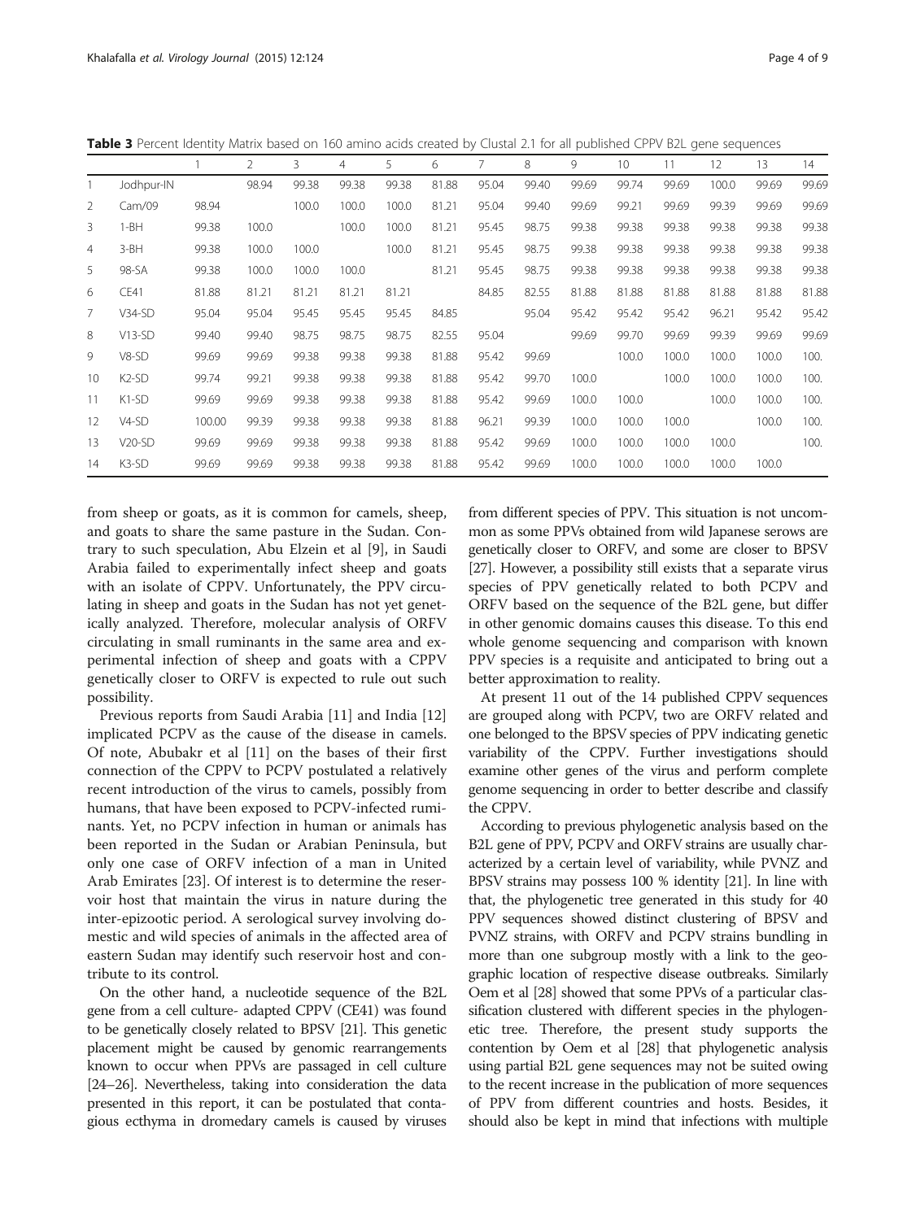**Table 3** Percent Identity Matrix based on 160 amino acids created by Clustal 2.1 for all published CPPV B2L gene sequences

| | | 1 | 2 | 3 | 4 | 5 | 6 | 7 | 8 | 9 | 10 | 11 | 12 | 13 | 14 |
|---|---|---|---|---|---|---|---|---|---|---|---|---|---|---|---|
| 1 | Jodhpur-IN | | 98.94 | 99.38 | 99.38 | 99.38 | 81.88 | 95.04 | 99.40 | 99.69 | 99.74 | 99.69 | 100.0 | 99.69 | 99.69 |
| 2 | Cam/09 | 98.94 | | 100.0 | 100.0 | 100.0 | 81.21 | 95.04 | 99.40 | 99.69 | 99.21 | 99.69 | 99.39 | 99.69 | 99.69 |
| 3 | 1-BH | 99.38 | 100.0 | | 100.0 | 100.0 | 81.21 | 95.45 | 98.75 | 99.38 | 99.38 | 99.38 | 99.38 | 99.38 | 99.38 |
| 4 | 3-BH | 99.38 | 100.0 | 100.0 | | 100.0 | 81.21 | 95.45 | 98.75 | 99.38 | 99.38 | 99.38 | 99.38 | 99.38 | 99.38 |
| 5 | 98-SA | 99.38 | 100.0 | 100.0 | 100.0 | | 81.21 | 95.45 | 98.75 | 99.38 | 99.38 | 99.38 | 99.38 | 99.38 | 99.38 |
| 6 | CE41 | 81.88 | 81.21 | 81.21 | 81.21 | 81.21 | | 84.85 | 82.55 | 81.88 | 81.88 | 81.88 | 81.88 | 81.88 | 81.88 |
| 7 | V34-SD | 95.04 | 95.04 | 95.45 | 95.45 | 95.45 | 84.85 | | 95.04 | 95.42 | 95.42 | 95.42 | 96.21 | 95.42 | 95.42 |
| 8 | V13-SD | 99.40 | 99.40 | 98.75 | 98.75 | 98.75 | 82.55 | 95.04 | | 99.69 | 99.70 | 99.69 | 99.39 | 99.69 | 99.69 |
| 9 | V8-SD | 99.69 | 99.69 | 99.38 | 99.38 | 99.38 | 81.88 | 95.42 | 99.69 | | 100.0 | 100.0 | 100.0 | 100.0 | 100. |
| 10 | K2-SD | 99.74 | 99.21 | 99.38 | 99.38 | 99.38 | 81.88 | 95.42 | 99.70 | 100.0 | | 100.0 | 100.0 | 100.0 | 100. |
| 11 | K1-SD | 99.69 | 99.69 | 99.38 | 99.38 | 99.38 | 81.88 | 95.42 | 99.69 | 100.0 | 100.0 | | 100.0 | 100.0 | 100. |
| 12 | V4-SD | 100.00 | 99.39 | 99.38 | 99.38 | 99.38 | 81.88 | 96.21 | 99.39 | 100.0 | 100.0 | 100.0 | | 100.0 | 100. |
| 13 | V20-SD | 99.69 | 99.69 | 99.38 | 99.38 | 99.38 | 81.88 | 95.42 | 99.69 | 100.0 | 100.0 | 100.0 | 100.0 | | 100. |
| 14 | K3-SD | 99.69 | 99.69 | 99.38 | 99.38 | 99.38 | 81.88 | 95.42 | 99.69 | 100.0 | 100.0 | 100.0 | 100.0 | 100.0 | |

from sheep or goats, as it is common for camels, sheep, and goats to share the same pasture in the Sudan. Contrary to such speculation, Abu Elzein et al [9], in Saudi Arabia failed to experimentally infect sheep and goats with an isolate of CPPV. Unfortunately, the PPV circulating in sheep and goats in the Sudan has not yet genetically analyzed. Therefore, molecular analysis of ORFV circulating in small ruminants in the same area and experimental infection of sheep and goats with a CPPV genetically closer to ORFV is expected to rule out such possibility.

Previous reports from Saudi Arabia [11] and India [12] implicated PCPV as the cause of the disease in camels. Of note, Abubakr et al [11] on the bases of their first connection of the CPPV to PCPV postulated a relatively recent introduction of the virus to camels, possibly from humans, that have been exposed to PCPV-infected ruminants. Yet, no PCPV infection in human or animals has been reported in the Sudan or Arabian Peninsula, but only one case of ORFV infection of a man in United Arab Emirates [23]. Of interest is to determine the reservoir host that maintain the virus in nature during the inter-epizootic period. A serological survey involving domestic and wild species of animals in the affected area of eastern Sudan may identify such reservoir host and contribute to its control.

On the other hand, a nucleotide sequence of the B2L gene from a cell culture- adapted CPPV (CE41) was found to be genetically closely related to BPSV [21]. This genetic placement might be caused by genomic rearrangements known to occur when PPVs are passaged in cell culture [24–26]. Nevertheless, taking into consideration the data presented in this report, it can be postulated that contagious ecthyma in dromedary camels is caused by viruses from different species of PPV. This situation is not uncommon as some PPVs obtained from wild Japanese serows are genetically closer to ORFV, and some are closer to BPSV [27]. However, a possibility still exists that a separate virus species of PPV genetically related to both PCPV and ORFV based on the sequence of the B2L gene, but differ in other genomic domains causes this disease. To this end whole genome sequencing and comparison with known PPV species is a requisite and anticipated to bring out a better approximation to reality.

At present 11 out of the 14 published CPPV sequences are grouped along with PCPV, two are ORFV related and one belonged to the BPSV species of PPV indicating genetic variability of the CPPV. Further investigations should examine other genes of the virus and perform complete genome sequencing in order to better describe and classify the CPPV.

According to previous phylogenetic analysis based on the B2L gene of PPV, PCPV and ORFV strains are usually characterized by a certain level of variability, while PVNZ and BPSV strains may possess 100 % identity [21]. In line with that, the phylogenetic tree generated in this study for 40 PPV sequences showed distinct clustering of BPSV and PVNZ strains, with ORFV and PCPV strains bundling in more than one subgroup mostly with a link to the geographic location of respective disease outbreaks. Similarly Oem et al [28] showed that some PPVs of a particular classification clustered with different species in the phylogenetic tree. Therefore, the present study supports the contention by Oem et al [28] that phylogenetic analysis using partial B2L gene sequences may not be suited owing to the recent increase in the publication of more sequences of PPV from different countries and hosts. Besides, it should also be kept in mind that infections with multiple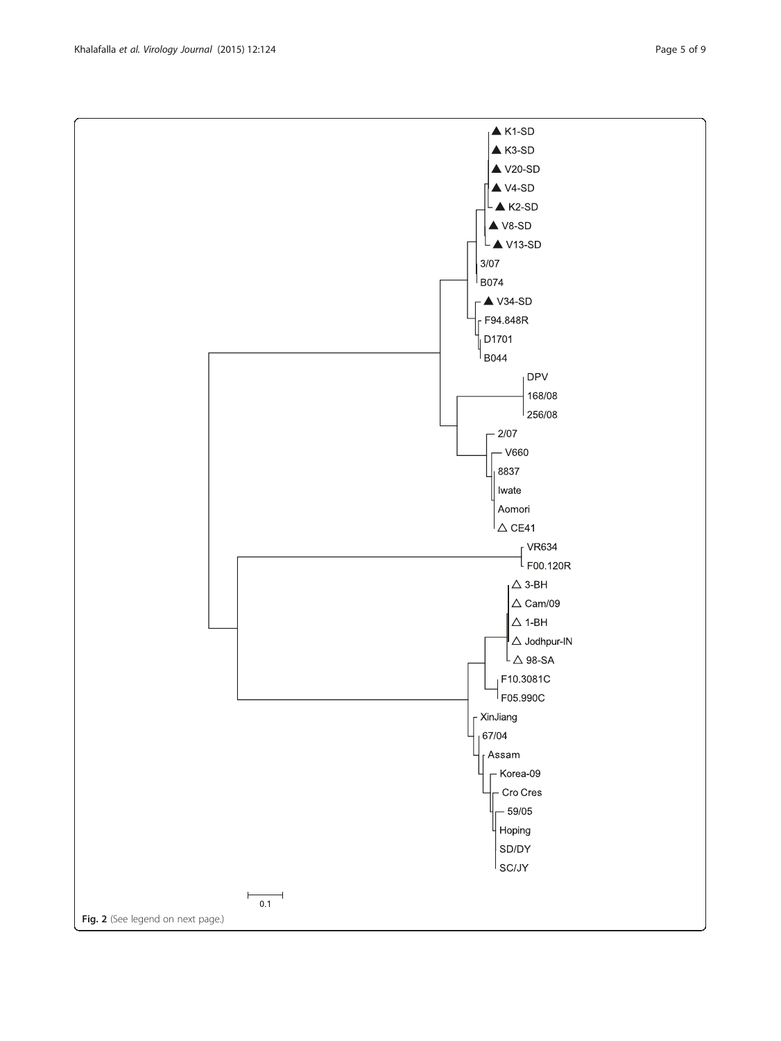**Fig. 2** (See legend on next page.)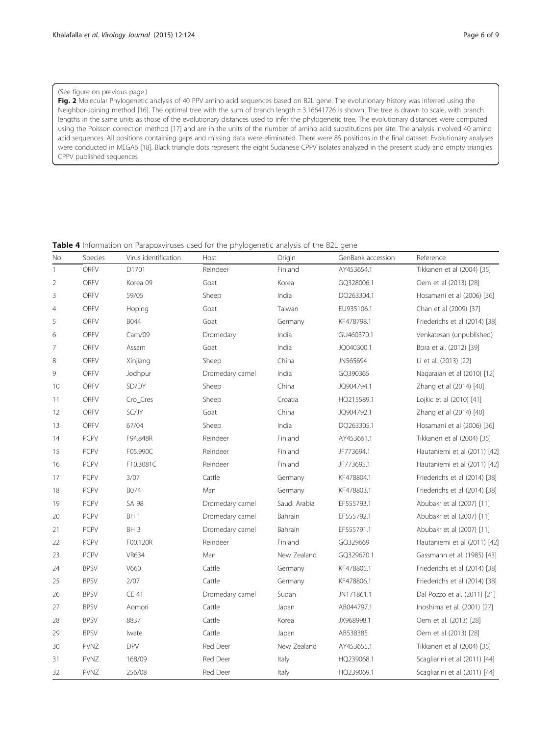(See figure on previous page.)

**Fig. 2** Molecular Phylogenetic analysis of 40 PPV amino acid sequences based on B2L gene. The evolutionary history was inferred using the Neighbor-Joining method [16]. The optimal tree with the sum of branch length = 3.16641726 is shown. The tree is drawn to scale, with branch lengths in the same units as those of the evolutionary distances used to infer the phylogenetic tree. The evolutionary distances were computed using the Poisson correction method [17] and are in the units of the number of amino acid substitutions per site. The analysis involved 40 amino acid sequences. All positions containing gaps and missing data were eliminated. There were 85 positions in the final dataset. Evolutionary analyses were conducted in MEGA6 [18]. Black triangle dots represent the eight Sudanese CPPV isolates analyzed in the present study and empty triangles CPPV published sequences

**Table 4** Information on Parapoxviruses used for the phylogenetic analysis of the B2L gene

| No | Species | Virus identification | Host | Origin | GenBank accession | Reference |
|---|---|---|---|---|---|---|
| 1 | ORFV | D1701 | Reindeer | Finland | AY453654.1 | Tikkanen et al (2004) [35] |
| 2 | ORFV | Korea 09 | Goat | Korea | GQ328006.1 | Oem et al (2013) [28] |
| 3 | ORFV | 59/05 | Sheep | India | DQ263304.1 | Hosamani et al (2006) [36] |
| 4 | ORFV | Hoping | Goat | Taiwan | EU935106.1 | Chan et al (2009) [37] |
| 5 | ORFV | B044 | Goat | Germany | KF478798.1 | Friederichs et al (2014) [38] |
| 6 | ORFV | Cam/09 | Dromedary | India | GU460370.1 | Venkatesan (unpublished) |
| 7 | ORFV | Assam | Goat | India | JQ040300.1 | Bora et al. (2012) [39] |
| 8 | ORFV | Xinjiang | Sheep | China | JN565694 | Li et al. (2013) [22] |
| 9 | ORFV | Jodhpur | Dromedary camel | India | GQ390365 | Nagarajan et al (2010) [12] |
| 10 | ORFV | SD/DY | Sheep | China | JQ904794.1 | Zhang et al (2014) [40] |
| 11 | ORFV | Cro_Cres | Sheep | Croatia | HQ215589.1 | Lojkic et al (2010) [41] |
| 12 | ORFV | SC/JY | Goat | China | JQ904792.1 | Zhang et al (2014) [40] |
| 13 | ORFV | 67/04 | Sheep | India | DQ263305.1 | Hosamani et al (2006) [36] |
| 14 | PCPV | F94.848R | Reindeer | Finland | AY453661.1 | Tikkanen et al (2004) [35] |
| 15 | PCPV | F05.990C | Reindeer | Finland | JF773694.1 | Hautaniemi et al (2011) [42] |
| 16 | PCPV | F10.3081C | Reindeer | Finland | JF773695.1 | Hautaniemi et al (2011) [42] |
| 17 | PCPV | 3/07 | Cattle | Germany | KF478804.1 | Friederichs et al (2014) [38] |
| 18 | PCPV | B074 | Man | Germany | KF478803.1 | Friederichs et al (2014) [38] |
| 19 | PCPV | SA 98 | Dromedary camel | Saudi Arabia | EF555793.1 | Abubakr et al (2007) [11] |
| 20 | PCPV | BH 1 | Dromedary camel | Bahrain | EF555792.1 | Abubakr et al (2007) [11] |
| 21 | PCPV | BH 3 | Dromedary camel | Bahrain | EF555791.1 | Abubakr et al (2007) [11] |
| 22 | PCPV | F00.120R | Reindeer | Finland | GQ329669 | Hautaniemi et al (2011) [42] |
| 23 | PCPV | VR634 | Man | New Zealand | GQ329670.1 | Gassmann et al. (1985) [43] |
| 24 | BPSV | V660 | Cattle | Germany | KF478805.1 | Friederichs et al (2014) [38] |
| 25 | BPSV | 2/07 | Cattle | Germany | KF478806.1 | Friederichs et al (2014) [38] |
| 26 | BPSV | CE 41 | Dromedary camel | Sudan | JN171861.1 | Dal Pozzo et al. (2011) [21] |
| 27 | BPSV | Aomori | Cattle | Japan | AB044797.1 | Inoshima et al. (2001) [27] |
| 28 | BPSV | 8837 | Cattle | Korea | JX968998.1 | Oem et al. (2013) [28] |
| 29 | BPSV | Iwate | Cattle | Japan | AB538385 | Oem et al (2013) [28] |
| 30 | PVNZ | DPV | Red Deer | New Zealand | AY453655.1 | Tikkanen et al (2004) [35] |
| 31 | PVNZ | 168/09 | Red Deer | Italy | HQ239068.1 | Scagliarini et al (2011) [44] |
| 32 | PVNZ | 256/08 | Red Deer | Italy | HQ239069.1 | Scagliarini et al (2011) [44] |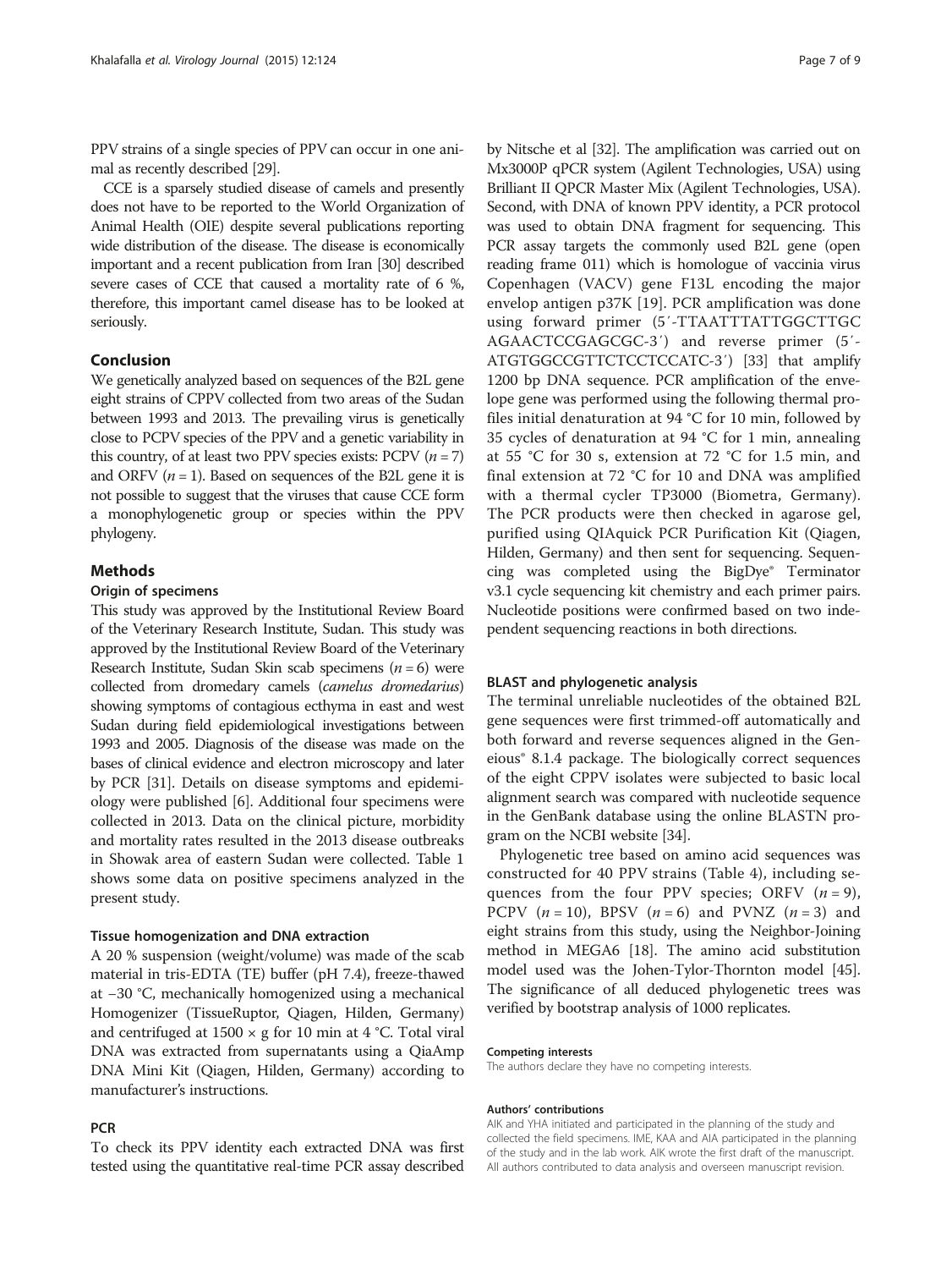PPV strains of a single species of PPV can occur in one animal as recently described [29].

CCE is a sparsely studied disease of camels and presently does not have to be reported to the World Organization of Animal Health (OIE) despite several publications reporting wide distribution of the disease. The disease is economically important and a recent publication from Iran [30] described severe cases of CCE that caused a mortality rate of 6 %, therefore, this important camel disease has to be looked at seriously.

## Conclusion

We genetically analyzed based on sequences of the B2L gene eight strains of CPPV collected from two areas of the Sudan between 1993 and 2013. The prevailing virus is genetically close to PCPV species of the PPV and a genetic variability in this country, of at least two PPV species exists: PCPV ($n = 7$) and ORFV ($n = 1$). Based on sequences of the B2L gene it is not possible to suggest that the viruses that cause CCE form a monophylogenetic group or species within the PPV phylogeny.

## Methods

### Origin of specimens

This study was approved by the Institutional Review Board of the Veterinary Research Institute, Sudan. This study was approved by the Institutional Review Board of the Veterinary Research Institute, Sudan Skin scab specimens ($n = 6$) were collected from dromedary camels (*camelus dromedarius*) showing symptoms of contagious ecthyma in east and west Sudan during field epidemiological investigations between 1993 and 2005. Diagnosis of the disease was made on the bases of clinical evidence and electron microscopy and later by PCR [31]. Details on disease symptoms and epidemiology were published [6]. Additional four specimens were collected in 2013. Data on the clinical picture, morbidity and mortality rates resulted in the 2013 disease outbreaks in Showak area of eastern Sudan were collected. Table 1 shows some data on positive specimens analyzed in the present study.

### Tissue homogenization and DNA extraction

A 20 % suspension (weight/volume) was made of the scab material in tris-EDTA (TE) buffer (pH 7.4), freeze-thawed at −30 °C, mechanically homogenized using a mechanical Homogenizer (TissueRuptor, Qiagen, Hilden, Germany) and centrifuged at 1500 × g for 10 min at 4 °C. Total viral DNA was extracted from supernatants using a QiaAmp DNA Mini Kit (Qiagen, Hilden, Germany) according to manufacturer's instructions.

### PCR

To check its PPV identity each extracted DNA was first tested using the quantitative real-time PCR assay described by Nitsche et al [32]. The amplification was carried out on Mx3000P qPCR system (Agilent Technologies, USA) using Brilliant II QPCR Master Mix (Agilent Technologies, USA). Second, with DNA of known PPV identity, a PCR protocol was used to obtain DNA fragment for sequencing. This PCR assay targets the commonly used B2L gene (open reading frame 011) which is homologue of vaccinia virus Copenhagen (VACV) gene F13L encoding the major envelop antigen p37K [19]. PCR amplification was done using forward primer (5′-TTAATTTATTGGCTTGC AGAACTCCGAGCGC-3′) and reverse primer (5′-ATGTGGCCGTTCTCCTCCATC-3′) [33] that amplify 1200 bp DNA sequence. PCR amplification of the envelope gene was performed using the following thermal profiles initial denaturation at 94 °C for 10 min, followed by 35 cycles of denaturation at 94 °C for 1 min, annealing at 55 °C for 30 s, extension at 72 °C for 1.5 min, and final extension at 72 °C for 10 and DNA was amplified with a thermal cycler TP3000 (Biometra, Germany). The PCR products were then checked in agarose gel, purified using QIAquick PCR Purification Kit (Qiagen, Hilden, Germany) and then sent for sequencing. Sequencing was completed using the BigDye® Terminator v3.1 cycle sequencing kit chemistry and each primer pairs. Nucleotide positions were confirmed based on two independent sequencing reactions in both directions.

### BLAST and phylogenetic analysis

The terminal unreliable nucleotides of the obtained B2L gene sequences were first trimmed-off automatically and both forward and reverse sequences aligned in the Geneious® 8.1.4 package. The biologically correct sequences of the eight CPPV isolates were subjected to basic local alignment search was compared with nucleotide sequence in the GenBank database using the online BLASTN program on the NCBI website [34].

Phylogenetic tree based on amino acid sequences was constructed for 40 PPV strains (Table 4), including sequences from the four PPV species; ORFV ($n = 9$), PCPV ($n = 10$), BPSV ($n = 6$) and PVNZ ($n = 3$) and eight strains from this study, using the Neighbor-Joining method in MEGA6 [18]. The amino acid substitution model used was the Johen-Tylor-Thornton model [45]. The significance of all deduced phylogenetic trees was verified by bootstrap analysis of 1000 replicates.

#### Competing interests

The authors declare they have no competing interests.

#### Authors' contributions

AIK and YHA initiated and participated in the planning of the study and collected the field specimens. IME, KAA and AIA participated in the planning of the study and in the lab work. AIK wrote the first draft of the manuscript. All authors contributed to data analysis and overseen manuscript revision.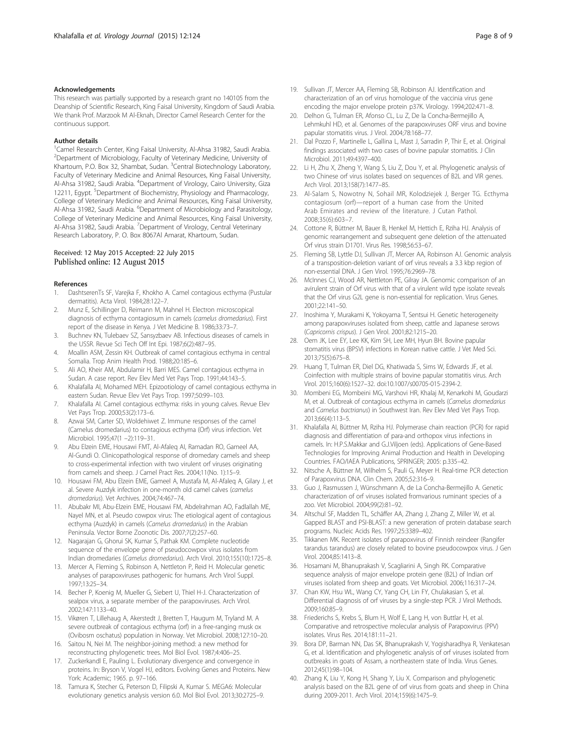### Acknowledgements

This research was partially supported by a research grant no 140105 from the Deanship of Scientific Research, King Faisal University, Kingdom of Saudi Arabia. We thank Prof. Marzook M Al-Eknah, Director Camel Research Center for the continuous support.

### Author details

[1]Camel Research Center, King Faisal University, Al-Ahsa 31982, Saudi Arabia. [2]Department of Microbiology, Faculty of Veterinary Medicine, University of Khartoum, P.O. Box 32, Shambat, Sudan. [3]Central Biotechnology Laboratory, Faculty of Veterinary Medicine and Animal Resources, King Faisal University, Al-Ahsa 31982, Saudi Arabia. [4]Department of Virology, Cairo University, Giza 12211, Egypt. [5]Department of Biochemistry, Physiology and Pharmacology, College of Veterinary Medicine and Animal Resources, King Faisal University, Al-Ahsa 31982, Saudi Arabia. [6]Department of Microbiology and Parasitology, College of Veterinary Medicine and Animal Resources, King Faisal University, Al-Ahsa 31982, Saudi Arabia. [7]Department of Virology, Central Veterinary Research Laboratory, P. O. Box 8067Al Amarat, Khartoum, Sudan.

Received: 12 May 2015 Accepted: 22 July 2015
Published online: 12 August 2015

### References

1. DashtserenTs SF, Varejka F, Khokho A. Camel contagious ecthyma (Pustular dermatitis). Acta Virol. 1984;28:122–7.
2. Munz E, Schillinger D, Reimann M, Mahnel H. Electron microscopical diagnosis of ecthyma contagiosum in camels (*camelus dromedarius*). First report of the disease in Kenya. J Vet Medicine B. 1986;33:73–7.
3. Buchnev KN, Tulebaev SZ, Sansyzbaev AB. Infectious diseases of camels in the USSR. Revue Sci Tech Off Int Epi. 1987;6(2):487–95.
4. Moallin ASM, Zessin KH. Outbreak of camel contagious ecthyma in central Somalia. Trop Anim Health Prod. 1988;20:185–6.
5. Ali AO, Kheir AM, Abdulamir H, Barri MES. Camel contagious ecthyma in Sudan. A case report. Rev Elev Med Vet Pays Trop. 1991;44:143–5.
6. Khalafalla AI, Mohamed MEH. Epizootiology of camel contagious ecthyma in eastern Sudan. Revue Elev Vet Pays Trop. 1997;50:99–103.
7. Khalafalla AI. Camel contagious ecthyma: risks in young calves. Revue Elev Vet Pays Trop. 2000;53(2):173–6.
8. Azwai SM, Carter SD, Woldehiwet Z. Immune responses of the camel (Camelus dromedarius) to contagious ecthyma (Orf) virus infection. Vet Microbiol. 1995;47(1 −2):119–31.
9. Abu Elzein EME, Housawi FMT, Al-Afaleq AI, Ramadan RO, Gameel AA, Al-Gundi O. Clinicopathological response of dromedary camels and sheep to cross-experimental infection with two virulent orf viruses originating from camels and sheep. J Camel Pract Res. 2004;11(No. 1):15–9.
10. Housawi FM, Abu Elzein EME, Gameel A, Mustafa M, Al-Afaleq A, Gilary J, et al. Severe Auzdyk infection in one-month old camel calves (*camelus dromedarius*). Vet Archives. 2004;74:467–74.
11. Abubakr MI, Abu-Elzein EME, Housawi FM, Abdelrahman AO, Fadlallah ME, Nayel MN, et al. Pseudo cowpox virus: The etiological agent of contagious ecthyma (Auzdyk) in camels (*Camelus dromedarius*) in the Arabian Peninsula. Vector Borne Zoonotic Dis. 2007;7(2):257–60.
12. Nagarajan G, Ghorui SK, Kumar S, Pathak KM. Complete nucleotide sequence of the envelope gene of pseudocowpox virus isolates from Indian dromedaries (*Camelus dromedarius*). Arch Virol. 2010;155(10):1725–8.
13. Mercer A, Fleming S, Robinson A, Nettleton P, Reid H. Molecular genetic analyses of parapoxviruses pathogenic for humans. Arch Virol Suppl. 1997;13:25–34.
14. Becher P, Koenig M, Mueller G, Siebert U, Thiel H-J. Characterization of sealpox virus, a separate member of the parapoxviruses. Arch Virol. 2002;147:1133–40.
15. Vikøren T, Lillehaug A, Akerstedt J, Bretten T, Haugum M, Tryland M. A severe outbreak of contagious ecthyma (orf) in a free-ranging musk ox (Ovibosm oschatus) population in Norway. Vet Microbiol. 2008;127:10–20.
16. Saitou N, Nei M. The neighbor-joining method: a new method for reconstructing phylogenetic trees. Mol Biol Evol. 1987;4:406–25.
17. Zuckerkandl E, Pauling L. Evolutionary divergence and convergence in proteins. In: Bryson V, Vogel HJ, editors. Evolving Genes and Proteins. New York: Academic; 1965. p. 97–166.
18. Tamura K, Stecher G, Peterson D, Filipski A, Kumar S. MEGA6: Molecular evolutionary genetics analysis version 6.0. Mol Biol Evol. 2013;30:2725–9.
19. Sullivan JT, Mercer AA, Fleming SB, Robinson AJ. Identification and characterization of an orf virus homologue of the vaccinia virus gene encoding the major envelope protein p37K. Virology. 1994;202:471–8.
20. Delhon G, Tulman ER, Afonso CL, Lu Z, De la Concha-Bermejillo A, Lehmkuhl HD, et al. Genomes of the parapoxviruses ORF virus and bovine papular stomatitis virus. J Virol. 2004;78:168–77.
21. Dal Pozzo F, Martinelle L, Gallina L, Mast J, Sarradin P, Thir E, et al. Original findings associated with two cases of bovine papular stomatitis. J Clin Microbiol. 2011;49:4397–400.
22. Li H, Zhu X, Zheng Y, Wang S, Liu Z, Dou Y, et al. Phylogenetic analysis of two Chinese orf virus isolates based on sequences of B2L and VIR genes. Arch Virol. 2013;158(7):1477–85.
23. Al-Salam S, Nowotny N, Sohail MR, Kolodziejek J, Berger TG. Ecthyma contagiosum (orf)—report of a human case from the United Arab Emirates and review of the literature. J Cutan Pathol. 2008;35(6):603–7.
24. Cottone R, Büttner M, Bauer B, Henkel M, Hettich E, Rziha HJ. Analysis of genomic rearrangement and subsequent gene deletion of the attenuated Orf virus strain D1701. Virus Res. 1998;56:53–67.
25. Fleming SB, Lyttle DJ, Sullivan JT, Mercer AA, Robinson AJ. Genomic analysis of a transposition-deletion variant of orf virus reveals a 3.3 kbp region of non-essential DNA. J Gen Virol. 1995;76:2969–78.
26. McInnes CJ, Wood AR, Nettleton PE, Gilray JA. Genomic comparison of an avirulent strain of Orf virus with that of a virulent wild type isolate reveals that the Orf virus G2L gene is non-essential for replication. Virus Genes. 2001;22:141–50.
27. Inoshima Y, Murakami K, Yokoyama T, Sentsui H. Genetic heterogeneity among parapoxviruses isolated from sheep, cattle and Japanese serows (*Capricornis crispus*). J Gen Virol. 2001;82:1215–20.
28. Oem JK, Lee EY, Lee KK, Kim SH, Lee MH, Hyun BH. Bovine papular stomatitis virus (BPSV) infections in Korean native cattle. J Vet Med Sci. 2013;75(5):675–8.
29. Huang T, Tulman ER, Diel DG, Khatiwada S, Sims W, Edwards JF, et al. Coinfection with multiple strains of bovine papular stomatitis virus. Arch Virol. 2015;160(6):1527–32. doi:10.1007/s00705-015-2394-2.
30. Mombeni EG, Mombeini MG, Varshovi HR, Khalaj M, Kenarkohi M, Goudarzi M, et al. Outbreak of contagious ecthyma in camels (*Camelus dromedarius* and *Camelus bactrianus*) in Southwest Iran. Rev Elev Med Vet Pays Trop. 2013;66(4):113–5.
31. Khalafalla AI, Büttner M, Rziha HJ. Polymerase chain reaction (PCR) for rapid diagnosis and differentiation of para-and orthopox virus infections in camels. In: H.P.S.Makkar and G.J.Viljoen (eds). Applications of Gene-Based Technologies for Improving Animal Production and Health in Developing Countries. FAO/IAEA Publications, SPRINGER; 2005: p.335–42.
32. Nitsche A, Büttner M, Wilhelm S, Pauli G, Meyer H. Real-time PCR detection of Parapoxvirus DNA. Clin Chem. 2005;52:316–9.
33. Guo J, Rasmussen J, Wünschmann A, de La Concha-Bermejillo A. Genetic characterization of orf viruses isolated fromvarious ruminant species of a zoo. Vet Microbiol. 2004;99(2):81–92.
34. Altschul SF, Madden TL, Schäffer AA, Zhang J, Zhang Z, Miller W, et al. Gapped BLAST and PSI-BLAST: a new generation of protein database search programs. Nucleic Acids Res. 1997;25:3389–402.
35. Tikkanen MK. Recent isolates of parapoxvirus of Finnish reindeer (Rangifer tarandus tarandus) are closely related to bovine pseudocowpox virus. J Gen Virol. 2004;85:1413–8.
36. Hosamani M, Bhanuprakash V, Scagliarini A, Singh RK. Comparative sequence analysis of major envelope protein gene (B2L) of Indian orf viruses isolated from sheep and goats. Vet Microbiol. 2006;116:317–24.
37. Chan KW, Hsu WL, Wang CY, Yang CH, Lin FY, Chulakasian S, et al. Differential diagnosis of orf viruses by a single-step PCR. J Virol Methods. 2009;160:85–9.
38. Friederichs S, Krebs S, Blum H, Wolf E, Lang H, von Buttlar H, et al. Comparative and retrospective molecular analysis of Parapoxvirus (PPV) isolates. Virus Res. 2014;181:11–21.
39. Bora DP, Barman NN, Das SK, Bhanuprakash V, Yogisharadhya R, Venkatesan G, et al. Identification and phylogenetic analysis of orf viruses isolated from outbreaks in goats of Assam, a northeastern state of India. Virus Genes. 2012;45(1):98–104.
40. Zhang K, Liu Y, Kong H, Shang Y, Liu X. Comparison and phylogenetic analysis based on the B2L gene of orf virus from goats and sheep in China during 2009-2011. Arch Virol. 2014;159(6):1475–9.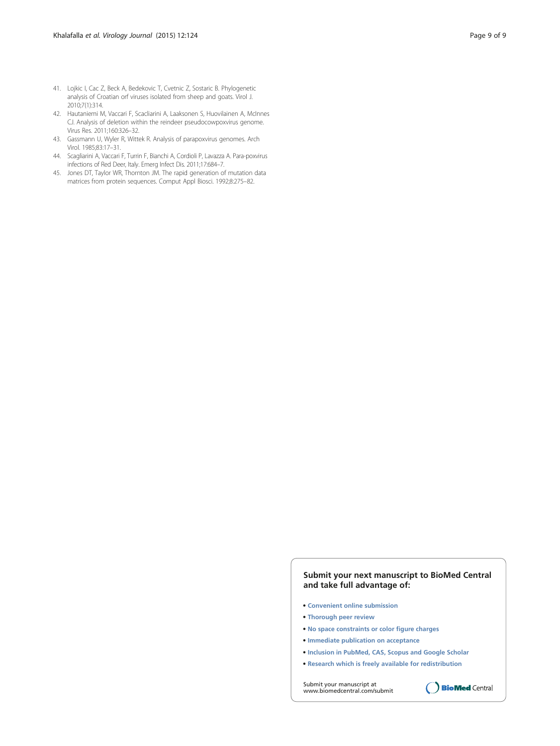41. Lojkic I, Cac Z, Beck A, Bedekovic T, Cvetnic Z, Sostaric B. Phylogenetic analysis of Croatian orf viruses isolated from sheep and goats. Virol J. 2010;7(1):314.
42. Hautaniemi M, Vaccari F, Scacliarini A, Laaksonen S, Huovilainen A, McInnes CJ. Analysis of deletion within the reindeer pseudocowpoxvirus genome. Virus Res. 2011;160:326–32.
43. Gassmann U, Wyler R, Wittek R. Analysis of parapoxvirus genomes. Arch Virol. 1985;83:17–31.
44. Scagliarini A, Vaccari F, Turrin F, Bianchi A, Cordioli P, Lavazza A. Para-poxvirus infections of Red Deer, Italy. Emerg Infect Dis. 2011;17:684–7.
45. Jones DT, Taylor WR, Thornton JM. The rapid generation of mutation data matrices from protein sequences. Comput Appl Biosci. 1992;8:275–82.

**Submit your next manuscript to BioMed Central and take full advantage of:**

- **Convenient online submission**
- **Thorough peer review**
- **No space constraints or color figure charges**
- **Immediate publication on acceptance**
- **Inclusion in PubMed, CAS, Scopus and Google Scholar**
- **Research which is freely available for redistribution**

Submit your manuscript at
www.biomedcentral.com/submit

BioMed Central